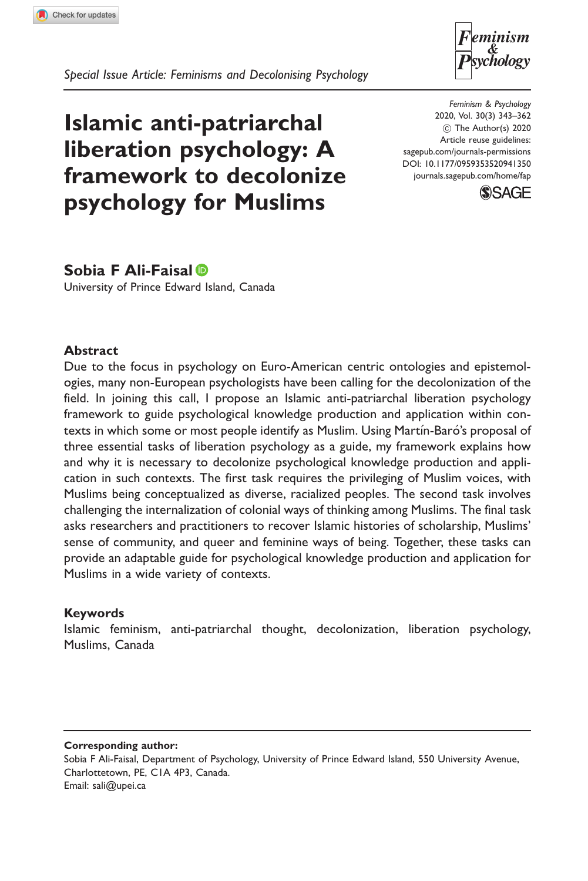Special Issue Article: Feminisms and Decolonising Psychology

# Islamic anti-patriarchal liberation psychology: A framework to decolonize psychology for Muslims

**Sobia F Ali-Faisal**
University of Prince Edward Island, Canada

## Abstract

Due to the focus in psychology on Euro-American centric ontologies and epistemologies, many non-European psychologists have been calling for the decolonization of the field. In joining this call, I propose an Islamic anti-patriarchal liberation psychology framework to guide psychological knowledge production and application within contexts in which some or most people identify as Muslim. Using Martín-Baró's proposal of three essential tasks of liberation psychology as a guide, my framework explains how and why it is necessary to decolonize psychological knowledge production and application in such contexts. The first task requires the privileging of Muslim voices, with Muslims being conceptualized as diverse, racialized peoples. The second task involves challenging the internalization of colonial ways of thinking among Muslims. The final task asks researchers and practitioners to recover Islamic histories of scholarship, Muslims' sense of community, and queer and feminine ways of being. Together, these tasks can provide an adaptable guide for psychological knowledge production and application for Muslims in a wide variety of contexts.

## Keywords

Islamic feminism, anti-patriarchal thought, decolonization, liberation psychology, Muslims, Canada

**Corresponding author:**
Sobia F Ali-Faisal, Department of Psychology, University of Prince Edward Island, 550 University Avenue, Charlottetown, PE, C1A 4P3, Canada.
Email: sali@upei.ca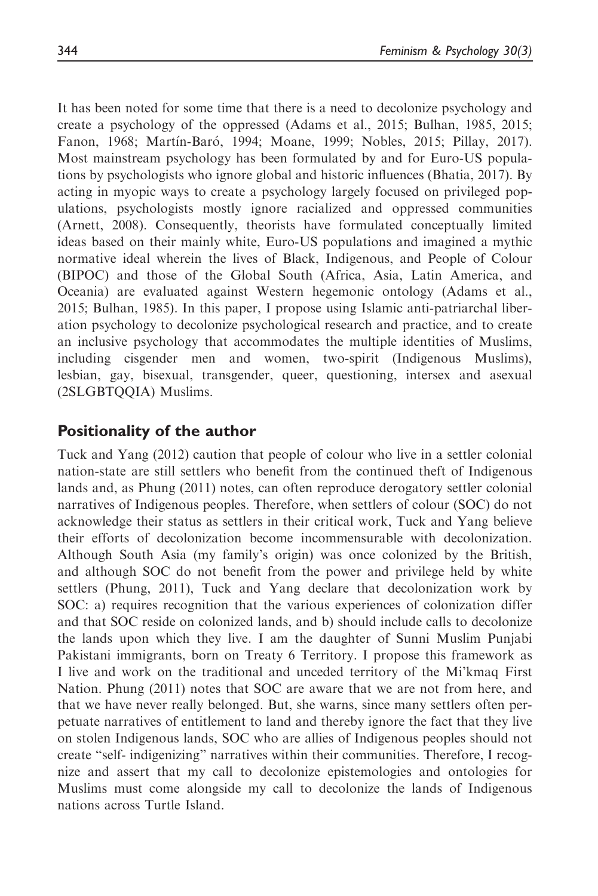It has been noted for some time that there is a need to decolonize psychology and create a psychology of the oppressed (Adams et al., 2015; Bulhan, 1985, 2015; Fanon, 1968; Martín-Baró, 1994; Moane, 1999; Nobles, 2015; Pillay, 2017). Most mainstream psychology has been formulated by and for Euro-US populations by psychologists who ignore global and historic influences (Bhatia, 2017). By acting in myopic ways to create a psychology largely focused on privileged populations, psychologists mostly ignore racialized and oppressed communities (Arnett, 2008). Consequently, theorists have formulated conceptually limited ideas based on their mainly white, Euro-US populations and imagined a mythic normative ideal wherein the lives of Black, Indigenous, and People of Colour (BIPOC) and those of the Global South (Africa, Asia, Latin America, and Oceania) are evaluated against Western hegemonic ontology (Adams et al., 2015; Bulhan, 1985). In this paper, I propose using Islamic anti-patriarchal liberation psychology to decolonize psychological research and practice, and to create an inclusive psychology that accommodates the multiple identities of Muslims, including cisgender men and women, two-spirit (Indigenous Muslims), lesbian, gay, bisexual, transgender, queer, questioning, intersex and asexual (2SLGBTQQIA) Muslims.

## Positionality of the author

Tuck and Yang (2012) caution that people of colour who live in a settler colonial nation-state are still settlers who benefit from the continued theft of Indigenous lands and, as Phung (2011) notes, can often reproduce derogatory settler colonial narratives of Indigenous peoples. Therefore, when settlers of colour (SOC) do not acknowledge their status as settlers in their critical work, Tuck and Yang believe their efforts of decolonization become incommensurable with decolonization. Although South Asia (my family's origin) was once colonized by the British, and although SOC do not benefit from the power and privilege held by white settlers (Phung, 2011), Tuck and Yang declare that decolonization work by SOC: a) requires recognition that the various experiences of colonization differ and that SOC reside on colonized lands, and b) should include calls to decolonize the lands upon which they live. I am the daughter of Sunni Muslim Punjabi Pakistani immigrants, born on Treaty 6 Territory. I propose this framework as I live and work on the traditional and unceded territory of the Mi'kmaq First Nation. Phung (2011) notes that SOC are aware that we are not from here, and that we have never really belonged. But, she warns, since many settlers often perpetuate narratives of entitlement to land and thereby ignore the fact that they live on stolen Indigenous lands, SOC who are allies of Indigenous peoples should not create "self- indigenizing" narratives within their communities. Therefore, I recognize and assert that my call to decolonize epistemologies and ontologies for Muslims must come alongside my call to decolonize the lands of Indigenous nations across Turtle Island.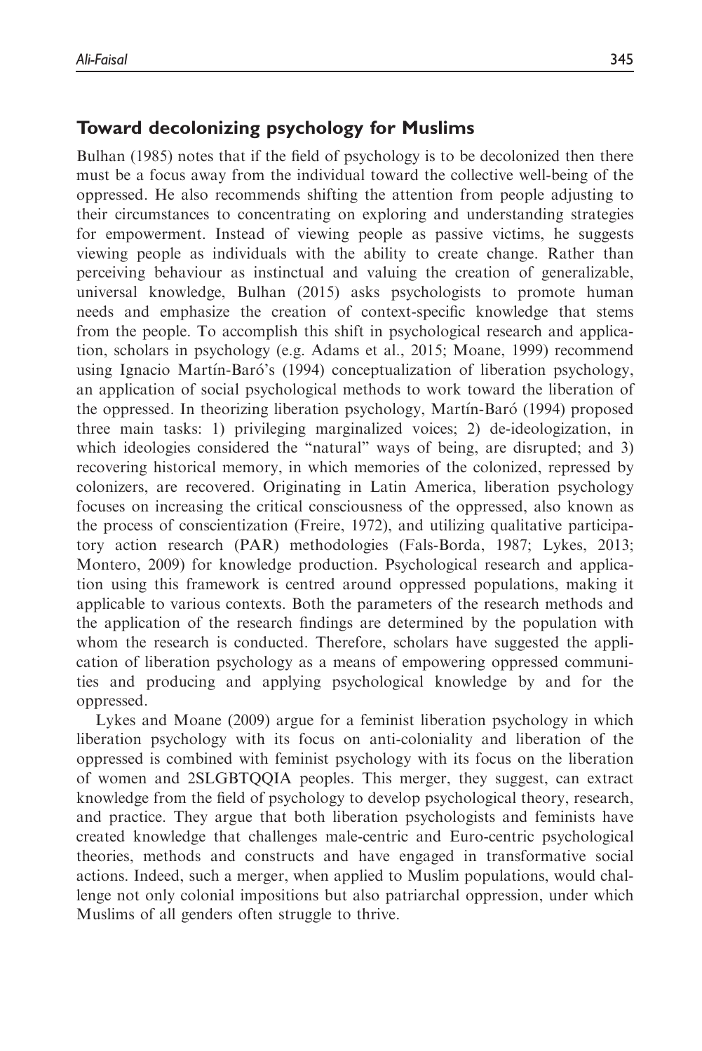## Toward decolonizing psychology for Muslims

Bulhan (1985) notes that if the field of psychology is to be decolonized then there must be a focus away from the individual toward the collective well-being of the oppressed. He also recommends shifting the attention from people adjusting to their circumstances to concentrating on exploring and understanding strategies for empowerment. Instead of viewing people as passive victims, he suggests viewing people as individuals with the ability to create change. Rather than perceiving behaviour as instinctual and valuing the creation of generalizable, universal knowledge, Bulhan (2015) asks psychologists to promote human needs and emphasize the creation of context-specific knowledge that stems from the people. To accomplish this shift in psychological research and application, scholars in psychology (e.g. Adams et al., 2015; Moane, 1999) recommend using Ignacio Martín-Baró's (1994) conceptualization of liberation psychology, an application of social psychological methods to work toward the liberation of the oppressed. In theorizing liberation psychology, Martín-Baró (1994) proposed three main tasks: 1) privileging marginalized voices; 2) de-ideologization, in which ideologies considered the "natural" ways of being, are disrupted; and 3) recovering historical memory, in which memories of the colonized, repressed by colonizers, are recovered. Originating in Latin America, liberation psychology focuses on increasing the critical consciousness of the oppressed, also known as the process of conscientization (Freire, 1972), and utilizing qualitative participatory action research (PAR) methodologies (Fals-Borda, 1987; Lykes, 2013; Montero, 2009) for knowledge production. Psychological research and application using this framework is centred around oppressed populations, making it applicable to various contexts. Both the parameters of the research methods and the application of the research findings are determined by the population with whom the research is conducted. Therefore, scholars have suggested the application of liberation psychology as a means of empowering oppressed communities and producing and applying psychological knowledge by and for the oppressed.

Lykes and Moane (2009) argue for a feminist liberation psychology in which liberation psychology with its focus on anti-coloniality and liberation of the oppressed is combined with feminist psychology with its focus on the liberation of women and 2SLGBTQQIA peoples. This merger, they suggest, can extract knowledge from the field of psychology to develop psychological theory, research, and practice. They argue that both liberation psychologists and feminists have created knowledge that challenges male-centric and Euro-centric psychological theories, methods and constructs and have engaged in transformative social actions. Indeed, such a merger, when applied to Muslim populations, would challenge not only colonial impositions but also patriarchal oppression, under which Muslims of all genders often struggle to thrive.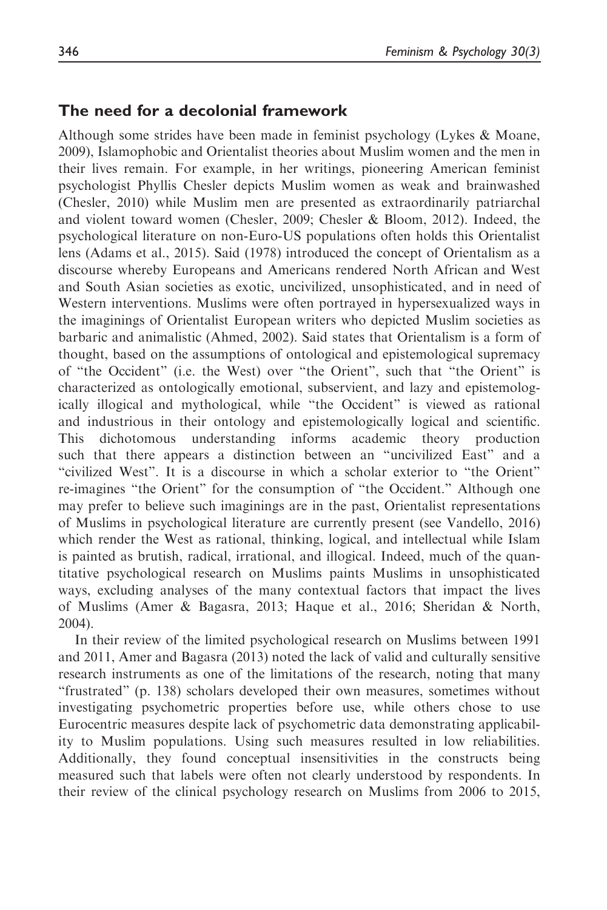## The need for a decolonial framework

Although some strides have been made in feminist psychology (Lykes & Moane, 2009), Islamophobic and Orientalist theories about Muslim women and the men in their lives remain. For example, in her writings, pioneering American feminist psychologist Phyllis Chesler depicts Muslim women as weak and brainwashed (Chesler, 2010) while Muslim men are presented as extraordinarily patriarchal and violent toward women (Chesler, 2009; Chesler & Bloom, 2012). Indeed, the psychological literature on non-Euro-US populations often holds this Orientalist lens (Adams et al., 2015). Said (1978) introduced the concept of Orientalism as a discourse whereby Europeans and Americans rendered North African and West and South Asian societies as exotic, uncivilized, unsophisticated, and in need of Western interventions. Muslims were often portrayed in hypersexualized ways in the imaginings of Orientalist European writers who depicted Muslim societies as barbaric and animalistic (Ahmed, 2002). Said states that Orientalism is a form of thought, based on the assumptions of ontological and epistemological supremacy of "the Occident" (i.e. the West) over "the Orient", such that "the Orient" is characterized as ontologically emotional, subservient, and lazy and epistemologically illogical and mythological, while "the Occident" is viewed as rational and industrious in their ontology and epistemologically logical and scientific. This dichotomous understanding informs academic theory production such that there appears a distinction between an "uncivilized East" and a "civilized West". It is a discourse in which a scholar exterior to "the Orient" re-imagines "the Orient" for the consumption of "the Occident." Although one may prefer to believe such imaginings are in the past, Orientalist representations of Muslims in psychological literature are currently present (see Vandello, 2016) which render the West as rational, thinking, logical, and intellectual while Islam is painted as brutish, radical, irrational, and illogical. Indeed, much of the quantitative psychological research on Muslims paints Muslims in unsophisticated ways, excluding analyses of the many contextual factors that impact the lives of Muslims (Amer & Bagasra, 2013; Haque et al., 2016; Sheridan & North, 2004).

In their review of the limited psychological research on Muslims between 1991 and 2011, Amer and Bagasra (2013) noted the lack of valid and culturally sensitive research instruments as one of the limitations of the research, noting that many "frustrated" (p. 138) scholars developed their own measures, sometimes without investigating psychometric properties before use, while others chose to use Eurocentric measures despite lack of psychometric data demonstrating applicability to Muslim populations. Using such measures resulted in low reliabilities. Additionally, they found conceptual insensitivities in the constructs being measured such that labels were often not clearly understood by respondents. In their review of the clinical psychology research on Muslims from 2006 to 2015,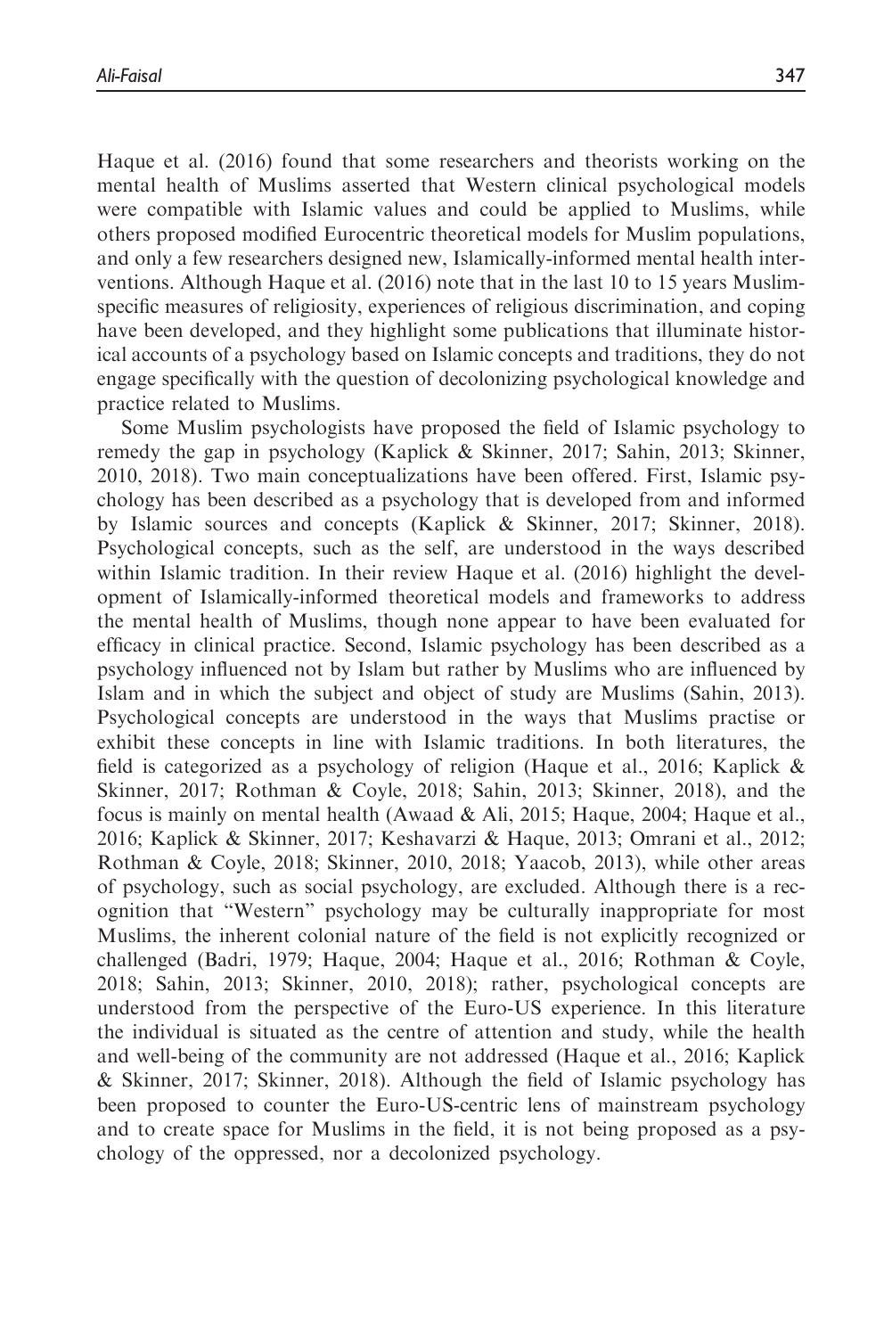Haque et al. (2016) found that some researchers and theorists working on the mental health of Muslims asserted that Western clinical psychological models were compatible with Islamic values and could be applied to Muslims, while others proposed modified Eurocentric theoretical models for Muslim populations, and only a few researchers designed new, Islamically-informed mental health interventions. Although Haque et al. (2016) note that in the last 10 to 15 years Muslim-specific measures of religiosity, experiences of religious discrimination, and coping have been developed, and they highlight some publications that illuminate historical accounts of a psychology based on Islamic concepts and traditions, they do not engage specifically with the question of decolonizing psychological knowledge and practice related to Muslims.

Some Muslim psychologists have proposed the field of Islamic psychology to remedy the gap in psychology (Kaplick & Skinner, 2017; Sahin, 2013; Skinner, 2010, 2018). Two main conceptualizations have been offered. First, Islamic psychology has been described as a psychology that is developed from and informed by Islamic sources and concepts (Kaplick & Skinner, 2017; Skinner, 2018). Psychological concepts, such as the self, are understood in the ways described within Islamic tradition. In their review Haque et al. (2016) highlight the development of Islamically-informed theoretical models and frameworks to address the mental health of Muslims, though none appear to have been evaluated for efficacy in clinical practice. Second, Islamic psychology has been described as a psychology influenced not by Islam but rather by Muslims who are influenced by Islam and in which the subject and object of study are Muslims (Sahin, 2013). Psychological concepts are understood in the ways that Muslims practise or exhibit these concepts in line with Islamic traditions. In both literatures, the field is categorized as a psychology of religion (Haque et al., 2016; Kaplick & Skinner, 2017; Rothman & Coyle, 2018; Sahin, 2013; Skinner, 2018), and the focus is mainly on mental health (Awaad & Ali, 2015; Haque, 2004; Haque et al., 2016; Kaplick & Skinner, 2017; Keshavarzi & Haque, 2013; Omrani et al., 2012; Rothman & Coyle, 2018; Skinner, 2010, 2018; Yaacob, 2013), while other areas of psychology, such as social psychology, are excluded. Although there is a recognition that "Western" psychology may be culturally inappropriate for most Muslims, the inherent colonial nature of the field is not explicitly recognized or challenged (Badri, 1979; Haque, 2004; Haque et al., 2016; Rothman & Coyle, 2018; Sahin, 2013; Skinner, 2010, 2018); rather, psychological concepts are understood from the perspective of the Euro-US experience. In this literature the individual is situated as the centre of attention and study, while the health and well-being of the community are not addressed (Haque et al., 2016; Kaplick & Skinner, 2017; Skinner, 2018). Although the field of Islamic psychology has been proposed to counter the Euro-US-centric lens of mainstream psychology and to create space for Muslims in the field, it is not being proposed as a psychology of the oppressed, nor a decolonized psychology.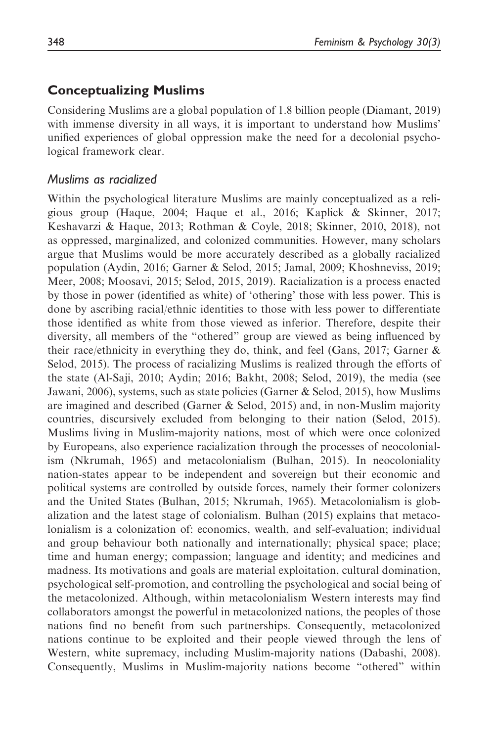## Conceptualizing Muslims

Considering Muslims are a global population of 1.8 billion people (Diamant, 2019) with immense diversity in all ways, it is important to understand how Muslims' unified experiences of global oppression make the need for a decolonial psychological framework clear.

### *Muslims as racialized*

Within the psychological literature Muslims are mainly conceptualized as a religious group (Haque, 2004; Haque et al., 2016; Kaplick & Skinner, 2017; Keshavarzi & Haque, 2013; Rothman & Coyle, 2018; Skinner, 2010, 2018), not as oppressed, marginalized, and colonized communities. However, many scholars argue that Muslims would be more accurately described as a globally racialized population (Aydin, 2016; Garner & Selod, 2015; Jamal, 2009; Khoshneviss, 2019; Meer, 2008; Moosavi, 2015; Selod, 2015, 2019). Racialization is a process enacted by those in power (identified as white) of 'othering' those with less power. This is done by ascribing racial/ethnic identities to those with less power to differentiate those identified as white from those viewed as inferior. Therefore, despite their diversity, all members of the "othered" group are viewed as being influenced by their race/ethnicity in everything they do, think, and feel (Gans, 2017; Garner & Selod, 2015). The process of racializing Muslims is realized through the efforts of the state (Al-Saji, 2010; Aydin; 2016; Bakht, 2008; Selod, 2019), the media (see Jawani, 2006), systems, such as state policies (Garner & Selod, 2015), how Muslims are imagined and described (Garner & Selod, 2015) and, in non-Muslim majority countries, discursively excluded from belonging to their nation (Selod, 2015). Muslims living in Muslim-majority nations, most of which were once colonized by Europeans, also experience racialization through the processes of neocolonialism (Nkrumah, 1965) and metacolonialism (Bulhan, 2015). In neocoloniality nation-states appear to be independent and sovereign but their economic and political systems are controlled by outside forces, namely their former colonizers and the United States (Bulhan, 2015; Nkrumah, 1965). Metacolonialism is globalization and the latest stage of colonialism. Bulhan (2015) explains that metacolonialism is a colonization of: economics, wealth, and self-evaluation; individual and group behaviour both nationally and internationally; physical space; place; time and human energy; compassion; language and identity; and medicines and madness. Its motivations and goals are material exploitation, cultural domination, psychological self-promotion, and controlling the psychological and social being of the metacolonized. Although, within metacolonialism Western interests may find collaborators amongst the powerful in metacolonized nations, the peoples of those nations find no benefit from such partnerships. Consequently, metacolonized nations continue to be exploited and their people viewed through the lens of Western, white supremacy, including Muslim-majority nations (Dabashi, 2008). Consequently, Muslims in Muslim-majority nations become "othered" within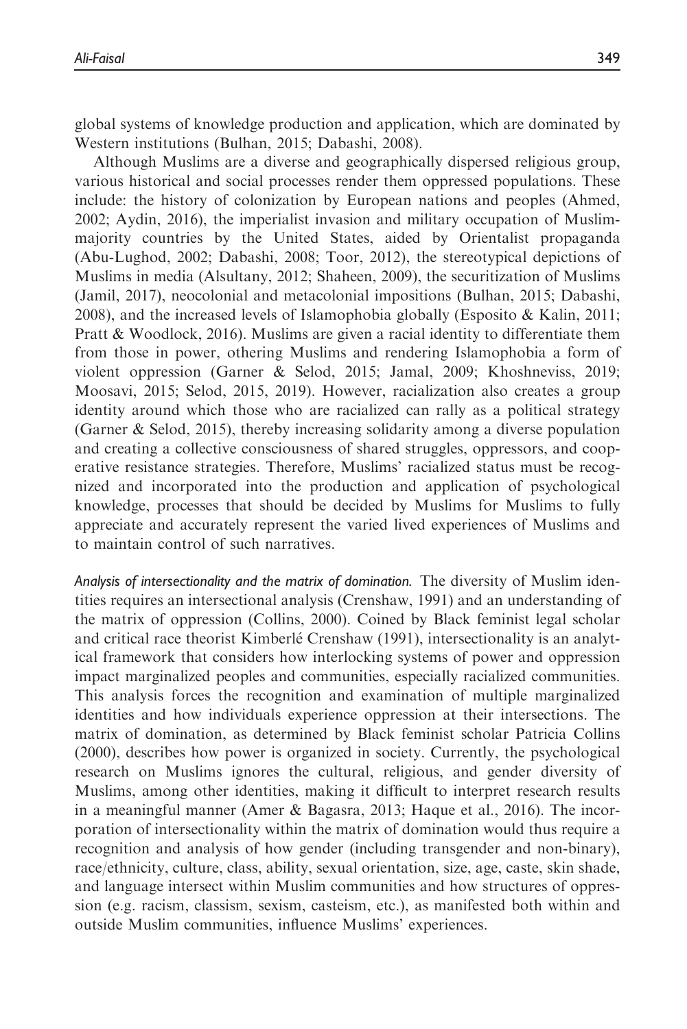global systems of knowledge production and application, which are dominated by Western institutions (Bulhan, 2015; Dabashi, 2008).

Although Muslims are a diverse and geographically dispersed religious group, various historical and social processes render them oppressed populations. These include: the history of colonization by European nations and peoples (Ahmed, 2002; Aydin, 2016), the imperialist invasion and military occupation of Muslim-majority countries by the United States, aided by Orientalist propaganda (Abu-Lughod, 2002; Dabashi, 2008; Toor, 2012), the stereotypical depictions of Muslims in media (Alsultany, 2012; Shaheen, 2009), the securitization of Muslims (Jamil, 2017), neocolonial and metacolonial impositions (Bulhan, 2015; Dabashi, 2008), and the increased levels of Islamophobia globally (Esposito & Kalin, 2011; Pratt & Woodlock, 2016). Muslims are given a racial identity to differentiate them from those in power, othering Muslims and rendering Islamophobia a form of violent oppression (Garner & Selod, 2015; Jamal, 2009; Khoshneviss, 2019; Moosavi, 2015; Selod, 2015, 2019). However, racialization also creates a group identity around which those who are racialized can rally as a political strategy (Garner & Selod, 2015), thereby increasing solidarity among a diverse population and creating a collective consciousness of shared struggles, oppressors, and cooperative resistance strategies. Therefore, Muslims' racialized status must be recognized and incorporated into the production and application of psychological knowledge, processes that should be decided by Muslims for Muslims to fully appreciate and accurately represent the varied lived experiences of Muslims and to maintain control of such narratives.

*Analysis of intersectionality and the matrix of domination.* The diversity of Muslim identities requires an intersectional analysis (Crenshaw, 1991) and an understanding of the matrix of oppression (Collins, 2000). Coined by Black feminist legal scholar and critical race theorist Kimberlé Crenshaw (1991), intersectionality is an analytical framework that considers how interlocking systems of power and oppression impact marginalized peoples and communities, especially racialized communities. This analysis forces the recognition and examination of multiple marginalized identities and how individuals experience oppression at their intersections. The matrix of domination, as determined by Black feminist scholar Patricia Collins (2000), describes how power is organized in society. Currently, the psychological research on Muslims ignores the cultural, religious, and gender diversity of Muslims, among other identities, making it difficult to interpret research results in a meaningful manner (Amer & Bagasra, 2013; Haque et al., 2016). The incorporation of intersectionality within the matrix of domination would thus require a recognition and analysis of how gender (including transgender and non-binary), race/ethnicity, culture, class, ability, sexual orientation, size, age, caste, skin shade, and language intersect within Muslim communities and how structures of oppression (e.g. racism, classism, sexism, casteism, etc.), as manifested both within and outside Muslim communities, influence Muslims' experiences.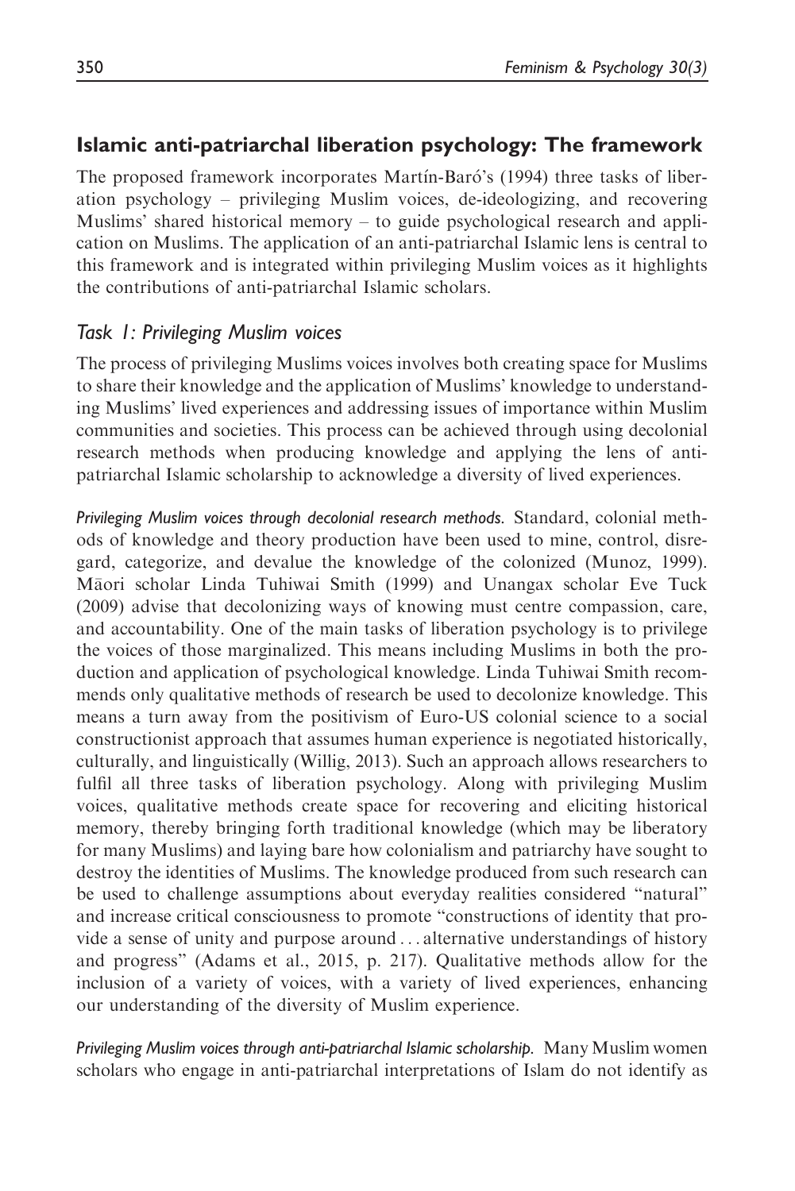## Islamic anti-patriarchal liberation psychology: The framework

The proposed framework incorporates Martín-Baró's (1994) three tasks of liberation psychology – privileging Muslim voices, de-ideologizing, and recovering Muslims' shared historical memory – to guide psychological research and application on Muslims. The application of an anti-patriarchal Islamic lens is central to this framework and is integrated within privileging Muslim voices as it highlights the contributions of anti-patriarchal Islamic scholars.

### *Task 1: Privileging Muslim voices*

The process of privileging Muslims voices involves both creating space for Muslims to share their knowledge and the application of Muslims' knowledge to understanding Muslims' lived experiences and addressing issues of importance within Muslim communities and societies. This process can be achieved through using decolonial research methods when producing knowledge and applying the lens of anti-patriarchal Islamic scholarship to acknowledge a diversity of lived experiences.

*Privileging Muslim voices through decolonial research methods.* Standard, colonial methods of knowledge and theory production have been used to mine, control, disregard, categorize, and devalue the knowledge of the colonized (Munoz, 1999). Māori scholar Linda Tuhiwai Smith (1999) and Unangax scholar Eve Tuck (2009) advise that decolonizing ways of knowing must centre compassion, care, and accountability. One of the main tasks of liberation psychology is to privilege the voices of those marginalized. This means including Muslims in both the production and application of psychological knowledge. Linda Tuhiwai Smith recommends only qualitative methods of research be used to decolonize knowledge. This means a turn away from the positivism of Euro-US colonial science to a social constructionist approach that assumes human experience is negotiated historically, culturally, and linguistically (Willig, 2013). Such an approach allows researchers to fulfil all three tasks of liberation psychology. Along with privileging Muslim voices, qualitative methods create space for recovering and eliciting historical memory, thereby bringing forth traditional knowledge (which may be liberatory for many Muslims) and laying bare how colonialism and patriarchy have sought to destroy the identities of Muslims. The knowledge produced from such research can be used to challenge assumptions about everyday realities considered "natural" and increase critical consciousness to promote "constructions of identity that provide a sense of unity and purpose around . . . alternative understandings of history and progress" (Adams et al., 2015, p. 217). Qualitative methods allow for the inclusion of a variety of voices, with a variety of lived experiences, enhancing our understanding of the diversity of Muslim experience.

*Privileging Muslim voices through anti-patriarchal Islamic scholarship.* Many Muslim women scholars who engage in anti-patriarchal interpretations of Islam do not identify as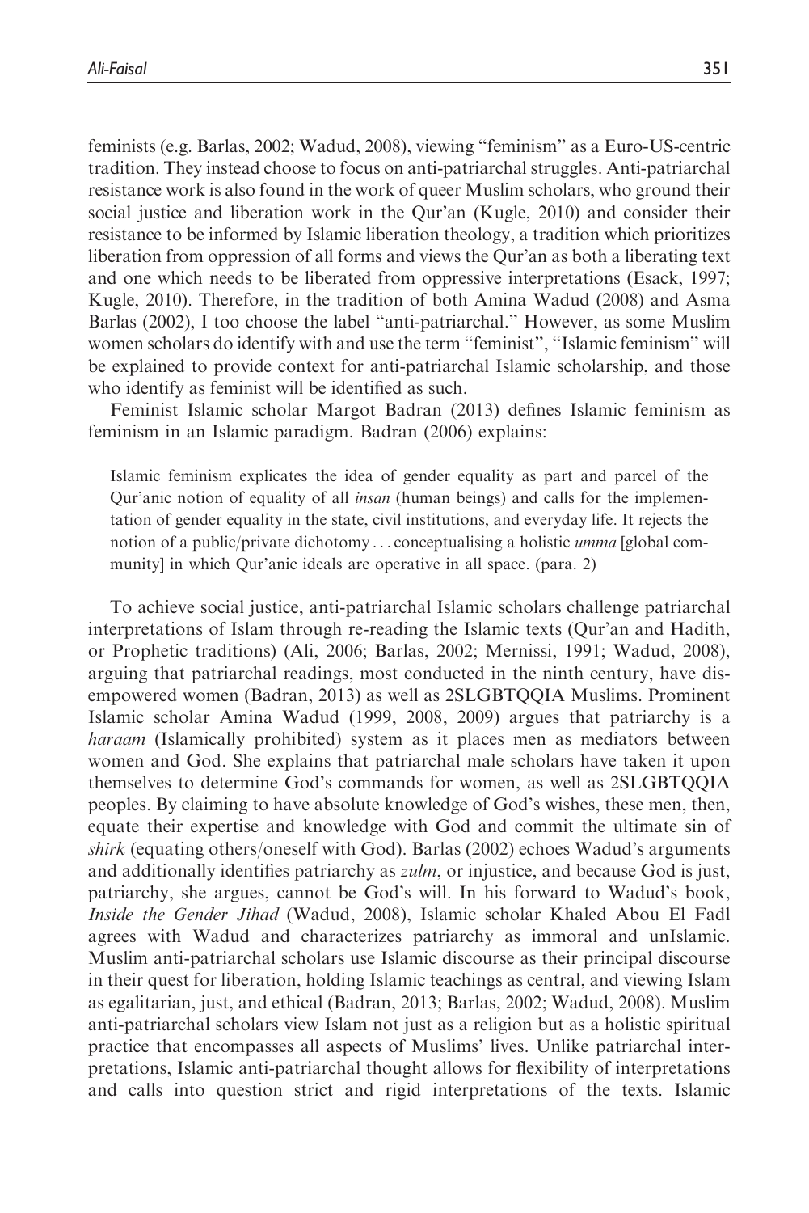feminists (e.g. Barlas, 2002; Wadud, 2008), viewing "feminism" as a Euro-US-centric tradition. They instead choose to focus on anti-patriarchal struggles. Anti-patriarchal resistance work is also found in the work of queer Muslim scholars, who ground their social justice and liberation work in the Qur'an (Kugle, 2010) and consider their resistance to be informed by Islamic liberation theology, a tradition which prioritizes liberation from oppression of all forms and views the Qur'an as both a liberating text and one which needs to be liberated from oppressive interpretations (Esack, 1997; Kugle, 2010). Therefore, in the tradition of both Amina Wadud (2008) and Asma Barlas (2002), I too choose the label "anti-patriarchal." However, as some Muslim women scholars do identify with and use the term "feminist", "Islamic feminism" will be explained to provide context for anti-patriarchal Islamic scholarship, and those who identify as feminist will be identified as such.

Feminist Islamic scholar Margot Badran (2013) defines Islamic feminism as feminism in an Islamic paradigm. Badran (2006) explains:

> Islamic feminism explicates the idea of gender equality as part and parcel of the Qur'anic notion of equality of all *insan* (human beings) and calls for the implementation of gender equality in the state, civil institutions, and everyday life. It rejects the notion of a public/private dichotomy . . . conceptualising a holistic *umma* [global community] in which Qur'anic ideals are operative in all space. (para. 2)

To achieve social justice, anti-patriarchal Islamic scholars challenge patriarchal interpretations of Islam through re-reading the Islamic texts (Qur'an and Hadith, or Prophetic traditions) (Ali, 2006; Barlas, 2002; Mernissi, 1991; Wadud, 2008), arguing that patriarchal readings, most conducted in the ninth century, have disempowered women (Badran, 2013) as well as 2SLGBTQQIA Muslims. Prominent Islamic scholar Amina Wadud (1999, 2008, 2009) argues that patriarchy is a *haraam* (Islamically prohibited) system as it places men as mediators between women and God. She explains that patriarchal male scholars have taken it upon themselves to determine God's commands for women, as well as 2SLGBTQQIA peoples. By claiming to have absolute knowledge of God's wishes, these men, then, equate their expertise and knowledge with God and commit the ultimate sin of *shirk* (equating others/oneself with God). Barlas (2002) echoes Wadud's arguments and additionally identifies patriarchy as *zulm*, or injustice, and because God is just, patriarchy, she argues, cannot be God's will. In his forward to Wadud's book, *Inside the Gender Jihad* (Wadud, 2008), Islamic scholar Khaled Abou El Fadl agrees with Wadud and characterizes patriarchy as immoral and unIslamic. Muslim anti-patriarchal scholars use Islamic discourse as their principal discourse in their quest for liberation, holding Islamic teachings as central, and viewing Islam as egalitarian, just, and ethical (Badran, 2013; Barlas, 2002; Wadud, 2008). Muslim anti-patriarchal scholars view Islam not just as a religion but as a holistic spiritual practice that encompasses all aspects of Muslims' lives. Unlike patriarchal interpretations, Islamic anti-patriarchal thought allows for flexibility of interpretations and calls into question strict and rigid interpretations of the texts. Islamic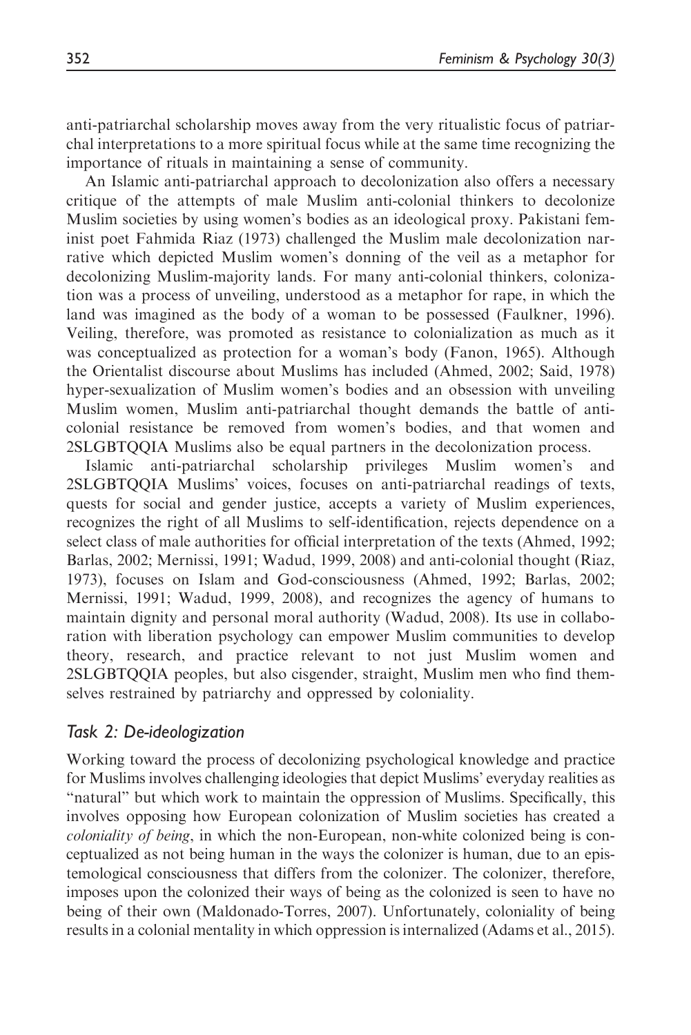anti-patriarchal scholarship moves away from the very ritualistic focus of patriarchal interpretations to a more spiritual focus while at the same time recognizing the importance of rituals in maintaining a sense of community.

An Islamic anti-patriarchal approach to decolonization also offers a necessary critique of the attempts of male Muslim anti-colonial thinkers to decolonize Muslim societies by using women's bodies as an ideological proxy. Pakistani feminist poet Fahmida Riaz (1973) challenged the Muslim male decolonization narrative which depicted Muslim women's donning of the veil as a metaphor for decolonizing Muslim-majority lands. For many anti-colonial thinkers, colonization was a process of unveiling, understood as a metaphor for rape, in which the land was imagined as the body of a woman to be possessed (Faulkner, 1996). Veiling, therefore, was promoted as resistance to colonialization as much as it was conceptualized as protection for a woman's body (Fanon, 1965). Although the Orientalist discourse about Muslims has included (Ahmed, 2002; Said, 1978) hyper-sexualization of Muslim women's bodies and an obsession with unveiling Muslim women, Muslim anti-patriarchal thought demands the battle of anti-colonial resistance be removed from women's bodies, and that women and 2SLGBTQQIA Muslims also be equal partners in the decolonization process.

Islamic anti-patriarchal scholarship privileges Muslim women's and 2SLGBTQQIA Muslims' voices, focuses on anti-patriarchal readings of texts, quests for social and gender justice, accepts a variety of Muslim experiences, recognizes the right of all Muslims to self-identification, rejects dependence on a select class of male authorities for official interpretation of the texts (Ahmed, 1992; Barlas, 2002; Mernissi, 1991; Wadud, 1999, 2008) and anti-colonial thought (Riaz, 1973), focuses on Islam and God-consciousness (Ahmed, 1992; Barlas, 2002; Mernissi, 1991; Wadud, 1999, 2008), and recognizes the agency of humans to maintain dignity and personal moral authority (Wadud, 2008). Its use in collaboration with liberation psychology can empower Muslim communities to develop theory, research, and practice relevant to not just Muslim women and 2SLGBTQQIA peoples, but also cisgender, straight, Muslim men who find themselves restrained by patriarchy and oppressed by coloniality.

### *Task 2: De-ideologization*

Working toward the process of decolonizing psychological knowledge and practice for Muslims involves challenging ideologies that depict Muslims' everyday realities as "natural" but which work to maintain the oppression of Muslims. Specifically, this involves opposing how European colonization of Muslim societies has created a *coloniality of being*, in which the non-European, non-white colonized being is conceptualized as not being human in the ways the colonizer is human, due to an epistemological consciousness that differs from the colonizer. The colonizer, therefore, imposes upon the colonized their ways of being as the colonized is seen to have no being of their own (Maldonado-Torres, 2007). Unfortunately, coloniality of being results in a colonial mentality in which oppression is internalized (Adams et al., 2015).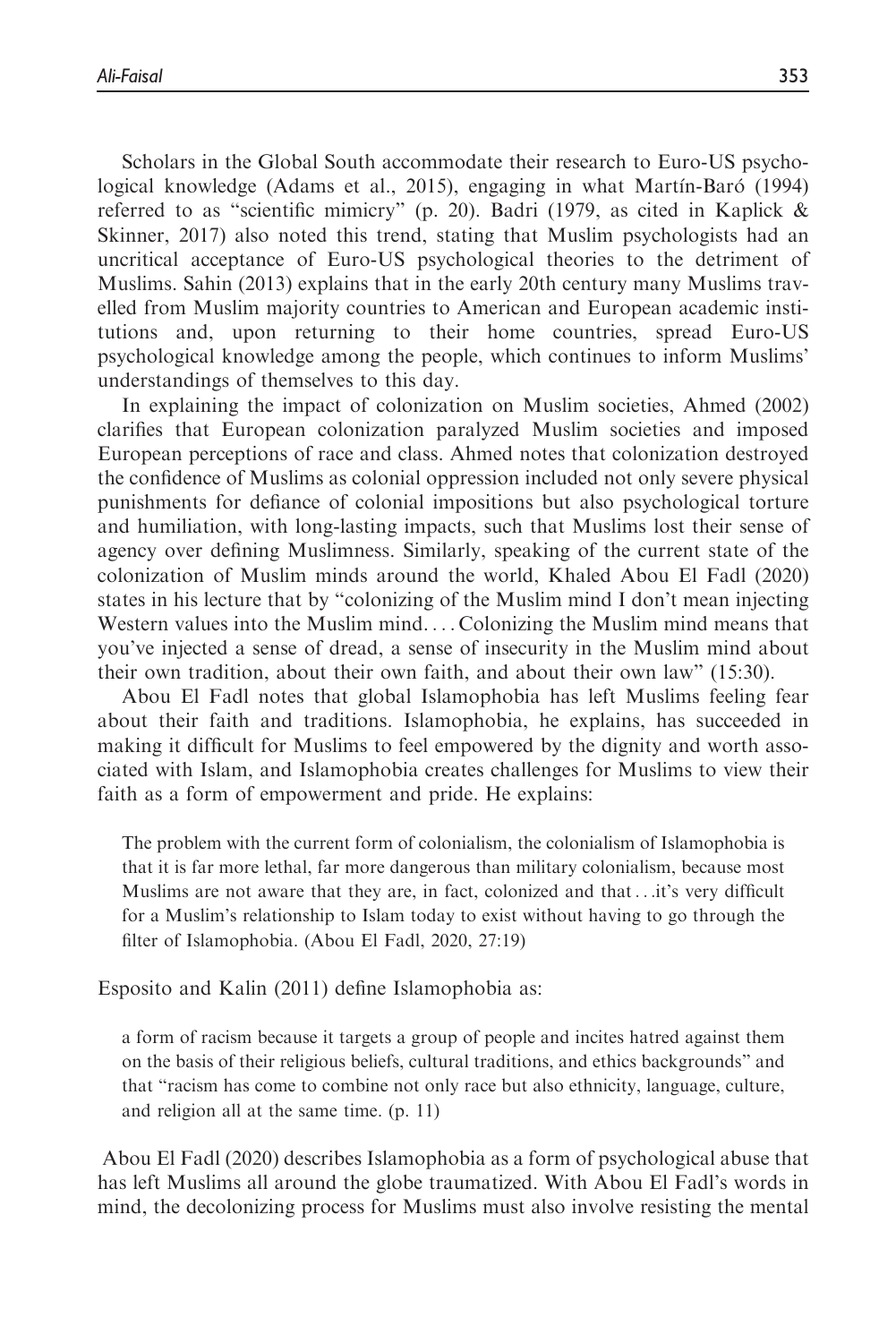Scholars in the Global South accommodate their research to Euro-US psychological knowledge (Adams et al., 2015), engaging in what Martín-Baró (1994) referred to as "scientific mimicry" (p. 20). Badri (1979, as cited in Kaplick & Skinner, 2017) also noted this trend, stating that Muslim psychologists had an uncritical acceptance of Euro-US psychological theories to the detriment of Muslims. Sahin (2013) explains that in the early 20th century many Muslims travelled from Muslim majority countries to American and European academic institutions and, upon returning to their home countries, spread Euro-US psychological knowledge among the people, which continues to inform Muslims' understandings of themselves to this day.

In explaining the impact of colonization on Muslim societies, Ahmed (2002) clarifies that European colonization paralyzed Muslim societies and imposed European perceptions of race and class. Ahmed notes that colonization destroyed the confidence of Muslims as colonial oppression included not only severe physical punishments for defiance of colonial impositions but also psychological torture and humiliation, with long-lasting impacts, such that Muslims lost their sense of agency over defining Muslimness. Similarly, speaking of the current state of the colonization of Muslim minds around the world, Khaled Abou El Fadl (2020) states in his lecture that by "colonizing of the Muslim mind I don't mean injecting Western values into the Muslim mind. . . . Colonizing the Muslim mind means that you've injected a sense of dread, a sense of insecurity in the Muslim mind about their own tradition, about their own faith, and about their own law" (15:30).

Abou El Fadl notes that global Islamophobia has left Muslims feeling fear about their faith and traditions. Islamophobia, he explains, has succeeded in making it difficult for Muslims to feel empowered by the dignity and worth associated with Islam, and Islamophobia creates challenges for Muslims to view their faith as a form of empowerment and pride. He explains:

> The problem with the current form of colonialism, the colonialism of Islamophobia is that it is far more lethal, far more dangerous than military colonialism, because most Muslims are not aware that they are, in fact, colonized and that . . .it's very difficult for a Muslim's relationship to Islam today to exist without having to go through the filter of Islamophobia. (Abou El Fadl, 2020, 27:19)

Esposito and Kalin (2011) define Islamophobia as:

> a form of racism because it targets a group of people and incites hatred against them on the basis of their religious beliefs, cultural traditions, and ethics backgrounds" and that "racism has come to combine not only race but also ethnicity, language, culture, and religion all at the same time. (p. 11)

Abou El Fadl (2020) describes Islamophobia as a form of psychological abuse that has left Muslims all around the globe traumatized. With Abou El Fadl's words in mind, the decolonizing process for Muslims must also involve resisting the mental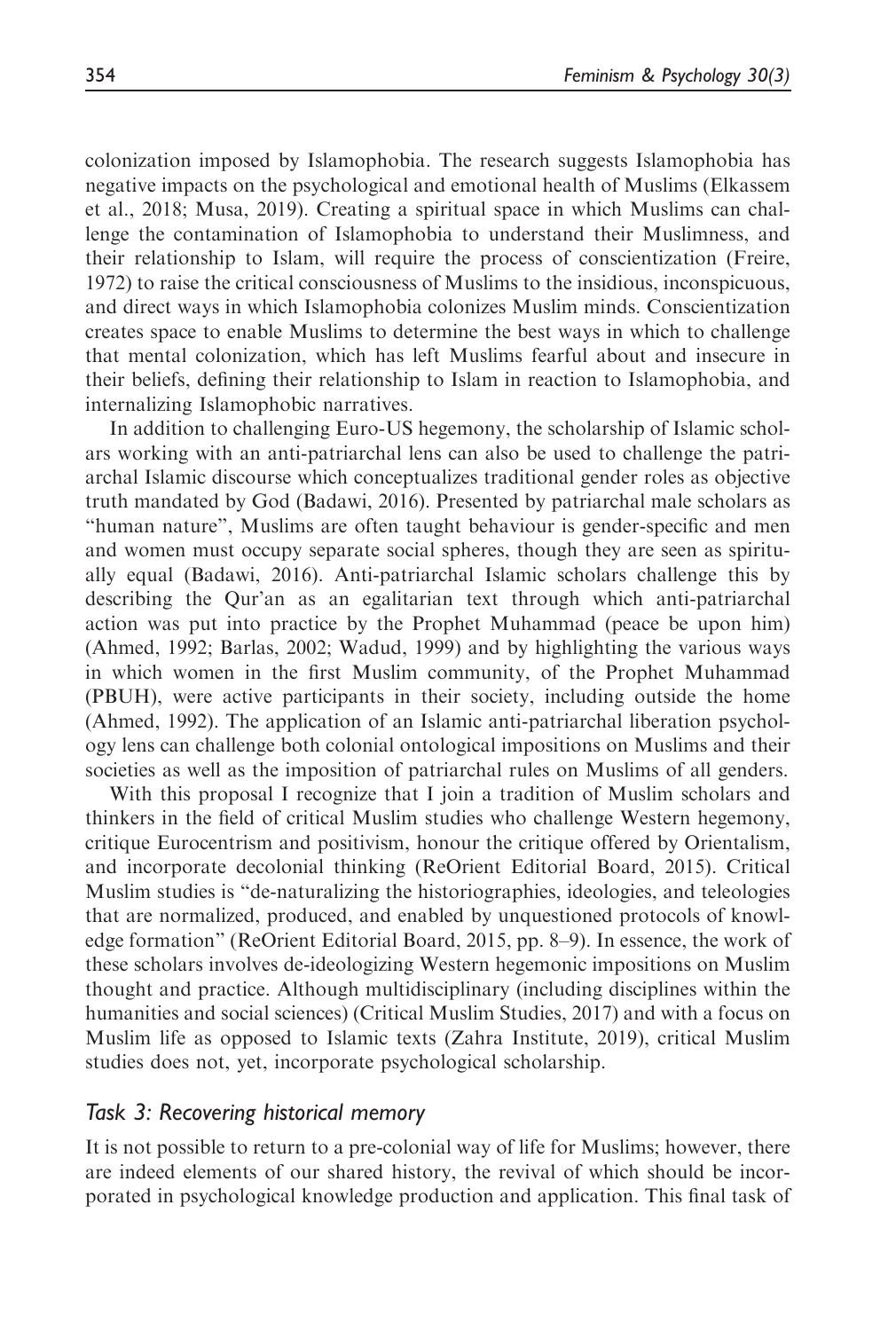colonization imposed by Islamophobia. The research suggests Islamophobia has negative impacts on the psychological and emotional health of Muslims (Elkassem et al., 2018; Musa, 2019). Creating a spiritual space in which Muslims can challenge the contamination of Islamophobia to understand their Muslimness, and their relationship to Islam, will require the process of conscientization (Freire, 1972) to raise the critical consciousness of Muslims to the insidious, inconspicuous, and direct ways in which Islamophobia colonizes Muslim minds. Conscientization creates space to enable Muslims to determine the best ways in which to challenge that mental colonization, which has left Muslims fearful about and insecure in their beliefs, defining their relationship to Islam in reaction to Islamophobia, and internalizing Islamophobic narratives.

In addition to challenging Euro-US hegemony, the scholarship of Islamic scholars working with an anti-patriarchal lens can also be used to challenge the patriarchal Islamic discourse which conceptualizes traditional gender roles as objective truth mandated by God (Badawi, 2016). Presented by patriarchal male scholars as "human nature", Muslims are often taught behaviour is gender-specific and men and women must occupy separate social spheres, though they are seen as spiritually equal (Badawi, 2016). Anti-patriarchal Islamic scholars challenge this by describing the Qur'an as an egalitarian text through which anti-patriarchal action was put into practice by the Prophet Muhammad (peace be upon him) (Ahmed, 1992; Barlas, 2002; Wadud, 1999) and by highlighting the various ways in which women in the first Muslim community, of the Prophet Muhammad (PBUH), were active participants in their society, including outside the home (Ahmed, 1992). The application of an Islamic anti-patriarchal liberation psychology lens can challenge both colonial ontological impositions on Muslims and their societies as well as the imposition of patriarchal rules on Muslims of all genders.

With this proposal I recognize that I join a tradition of Muslim scholars and thinkers in the field of critical Muslim studies who challenge Western hegemony, critique Eurocentrism and positivism, honour the critique offered by Orientalism, and incorporate decolonial thinking (ReOrient Editorial Board, 2015). Critical Muslim studies is "de-naturalizing the historiographies, ideologies, and teleologies that are normalized, produced, and enabled by unquestioned protocols of knowledge formation" (ReOrient Editorial Board, 2015, pp. 8–9). In essence, the work of these scholars involves de-ideologizing Western hegemonic impositions on Muslim thought and practice. Although multidisciplinary (including disciplines within the humanities and social sciences) (Critical Muslim Studies, 2017) and with a focus on Muslim life as opposed to Islamic texts (Zahra Institute, 2019), critical Muslim studies does not, yet, incorporate psychological scholarship.

### *Task 3: Recovering historical memory*

It is not possible to return to a pre-colonial way of life for Muslims; however, there are indeed elements of our shared history, the revival of which should be incorporated in psychological knowledge production and application. This final task of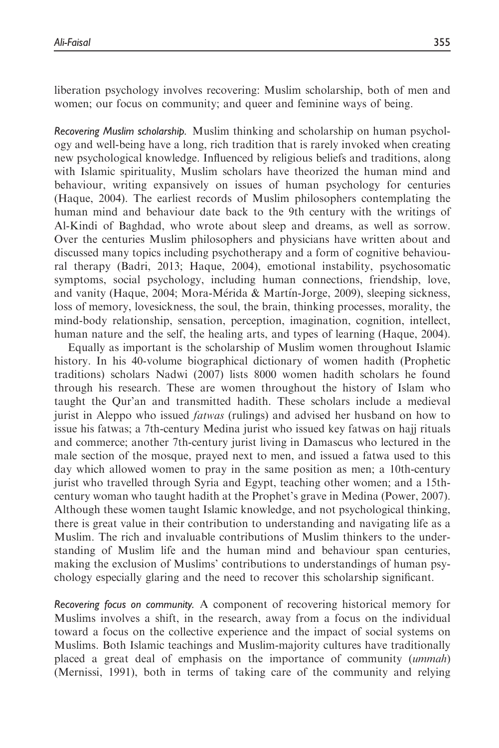liberation psychology involves recovering: Muslim scholarship, both of men and women; our focus on community; and queer and feminine ways of being.

*Recovering Muslim scholarship.* Muslim thinking and scholarship on human psychology and well-being have a long, rich tradition that is rarely invoked when creating new psychological knowledge. Influenced by religious beliefs and traditions, along with Islamic spirituality, Muslim scholars have theorized the human mind and behaviour, writing expansively on issues of human psychology for centuries (Haque, 2004). The earliest records of Muslim philosophers contemplating the human mind and behaviour date back to the 9th century with the writings of Al-Kindi of Baghdad, who wrote about sleep and dreams, as well as sorrow. Over the centuries Muslim philosophers and physicians have written about and discussed many topics including psychotherapy and a form of cognitive behavioural therapy (Badri, 2013; Haque, 2004), emotional instability, psychosomatic symptoms, social psychology, including human connections, friendship, love, and vanity (Haque, 2004; Mora-Mérida & Martín-Jorge, 2009), sleeping sickness, loss of memory, lovesickness, the soul, the brain, thinking processes, morality, the mind-body relationship, sensation, perception, imagination, cognition, intellect, human nature and the self, the healing arts, and types of learning (Haque, 2004).

Equally as important is the scholarship of Muslim women throughout Islamic history. In his 40-volume biographical dictionary of women hadith (Prophetic traditions) scholars Nadwi (2007) lists 8000 women hadith scholars he found through his research. These are women throughout the history of Islam who taught the Qur'an and transmitted hadith. These scholars include a medieval jurist in Aleppo who issued *fatwas* (rulings) and advised her husband on how to issue his fatwas; a 7th-century Medina jurist who issued key fatwas on hajj rituals and commerce; another 7th-century jurist living in Damascus who lectured in the male section of the mosque, prayed next to men, and issued a fatwa used to this day which allowed women to pray in the same position as men; a 10th-century jurist who travelled through Syria and Egypt, teaching other women; and a 15th-century woman who taught hadith at the Prophet's grave in Medina (Power, 2007). Although these women taught Islamic knowledge, and not psychological thinking, there is great value in their contribution to understanding and navigating life as a Muslim. The rich and invaluable contributions of Muslim thinkers to the understanding of Muslim life and the human mind and behaviour span centuries, making the exclusion of Muslims' contributions to understandings of human psychology especially glaring and the need to recover this scholarship significant.

*Recovering focus on community.* A component of recovering historical memory for Muslims involves a shift, in the research, away from a focus on the individual toward a focus on the collective experience and the impact of social systems on Muslims. Both Islamic teachings and Muslim-majority cultures have traditionally placed a great deal of emphasis on the importance of community (*ummah*) (Mernissi, 1991), both in terms of taking care of the community and relying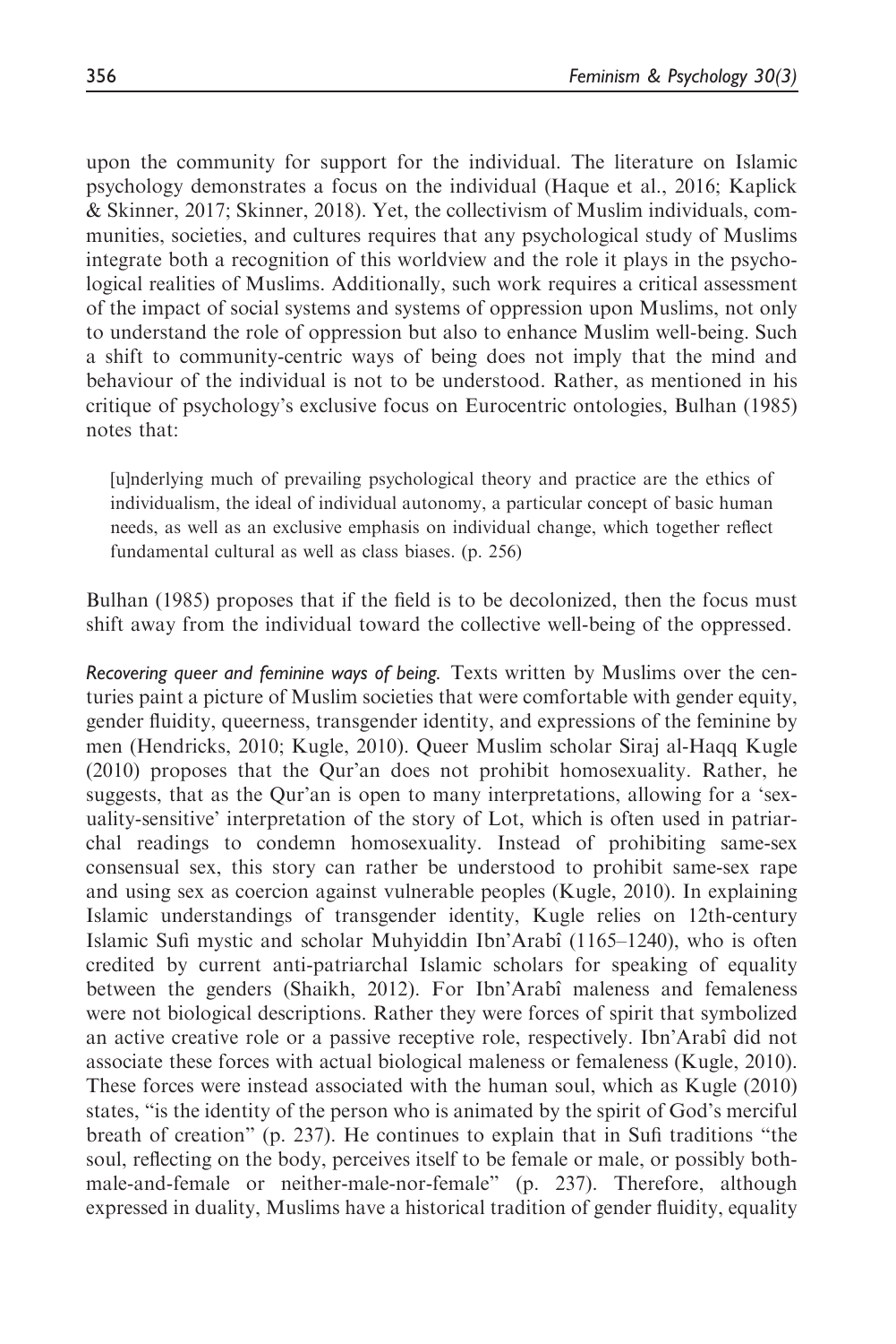upon the community for support for the individual. The literature on Islamic psychology demonstrates a focus on the individual (Haque et al., 2016; Kaplick & Skinner, 2017; Skinner, 2018). Yet, the collectivism of Muslim individuals, communities, societies, and cultures requires that any psychological study of Muslims integrate both a recognition of this worldview and the role it plays in the psychological realities of Muslims. Additionally, such work requires a critical assessment of the impact of social systems and systems of oppression upon Muslims, not only to understand the role of oppression but also to enhance Muslim well-being. Such a shift to community-centric ways of being does not imply that the mind and behaviour of the individual is not to be understood. Rather, as mentioned in his critique of psychology's exclusive focus on Eurocentric ontologies, Bulhan (1985) notes that:

> [u]nderlying much of prevailing psychological theory and practice are the ethics of individualism, the ideal of individual autonomy, a particular concept of basic human needs, as well as an exclusive emphasis on individual change, which together reflect fundamental cultural as well as class biases. (p. 256)

Bulhan (1985) proposes that if the field is to be decolonized, then the focus must shift away from the individual toward the collective well-being of the oppressed.

*Recovering queer and feminine ways of being.* Texts written by Muslims over the centuries paint a picture of Muslim societies that were comfortable with gender equity, gender fluidity, queerness, transgender identity, and expressions of the feminine by men (Hendricks, 2010; Kugle, 2010). Queer Muslim scholar Siraj al-Haqq Kugle (2010) proposes that the Qur'an does not prohibit homosexuality. Rather, he suggests, that as the Qur'an is open to many interpretations, allowing for a 'sexuality-sensitive' interpretation of the story of Lot, which is often used in patriarchal readings to condemn homosexuality. Instead of prohibiting same-sex consensual sex, this story can rather be understood to prohibit same-sex rape and using sex as coercion against vulnerable peoples (Kugle, 2010). In explaining Islamic understandings of transgender identity, Kugle relies on 12th-century Islamic Sufi mystic and scholar Muhyiddin Ibn'Arabî (1165–1240), who is often credited by current anti-patriarchal Islamic scholars for speaking of equality between the genders (Shaikh, 2012). For Ibn'Arabî maleness and femaleness were not biological descriptions. Rather they were forces of spirit that symbolized an active creative role or a passive receptive role, respectively. Ibn'Arabî did not associate these forces with actual biological maleness or femaleness (Kugle, 2010). These forces were instead associated with the human soul, which as Kugle (2010) states, "is the identity of the person who is animated by the spirit of God's merciful breath of creation" (p. 237). He continues to explain that in Sufi traditions "the soul, reflecting on the body, perceives itself to be female or male, or possibly both-male-and-female or neither-male-nor-female" (p. 237). Therefore, although expressed in duality, Muslims have a historical tradition of gender fluidity, equality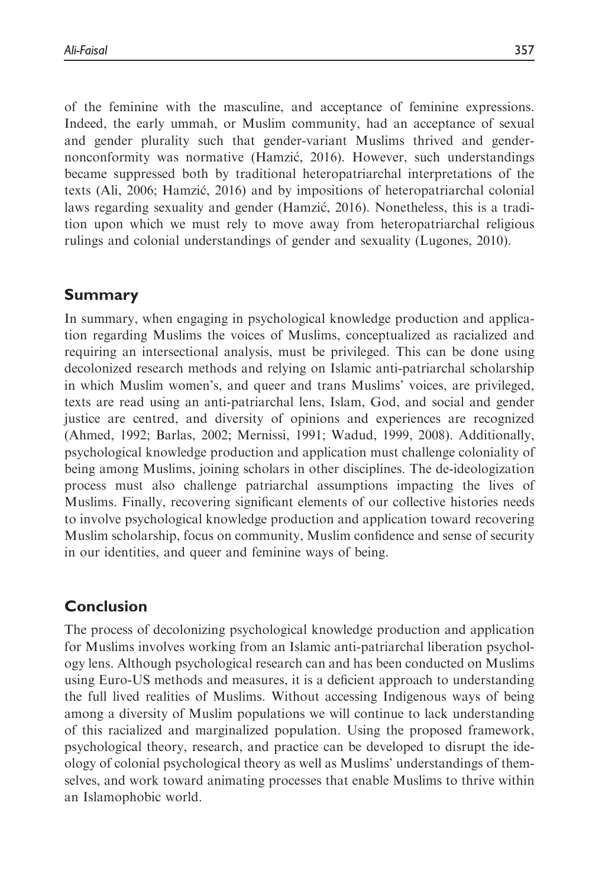of the feminine with the masculine, and acceptance of feminine expressions. Indeed, the early ummah, or Muslim community, had an acceptance of sexual and gender plurality such that gender-variant Muslims thrived and gender-nonconformity was normative (Hamzić, 2016). However, such understandings became suppressed both by traditional heteropatriarchal interpretations of the texts (Ali, 2006; Hamzić, 2016) and by impositions of heteropatriarchal colonial laws regarding sexuality and gender (Hamzić, 2016). Nonetheless, this is a tradition upon which we must rely to move away from heteropatriarchal religious rulings and colonial understandings of gender and sexuality (Lugones, 2010).

## Summary

In summary, when engaging in psychological knowledge production and application regarding Muslims the voices of Muslims, conceptualized as racialized and requiring an intersectional analysis, must be privileged. This can be done using decolonized research methods and relying on Islamic anti-patriarchal scholarship in which Muslim women's, and queer and trans Muslims' voices, are privileged, texts are read using an anti-patriarchal lens, Islam, God, and social and gender justice are centred, and diversity of opinions and experiences are recognized (Ahmed, 1992; Barlas, 2002; Mernissi, 1991; Wadud, 1999, 2008). Additionally, psychological knowledge production and application must challenge coloniality of being among Muslims, joining scholars in other disciplines. The de-ideologization process must also challenge patriarchal assumptions impacting the lives of Muslims. Finally, recovering significant elements of our collective histories needs to involve psychological knowledge production and application toward recovering Muslim scholarship, focus on community, Muslim confidence and sense of security in our identities, and queer and feminine ways of being.

## Conclusion

The process of decolonizing psychological knowledge production and application for Muslims involves working from an Islamic anti-patriarchal liberation psychology lens. Although psychological research can and has been conducted on Muslims using Euro-US methods and measures, it is a deficient approach to understanding the full lived realities of Muslims. Without accessing Indigenous ways of being among a diversity of Muslim populations we will continue to lack understanding of this racialized and marginalized population. Using the proposed framework, psychological theory, research, and practice can be developed to disrupt the ideology of colonial psychological theory as well as Muslims' understandings of themselves, and work toward animating processes that enable Muslims to thrive within an Islamophobic world.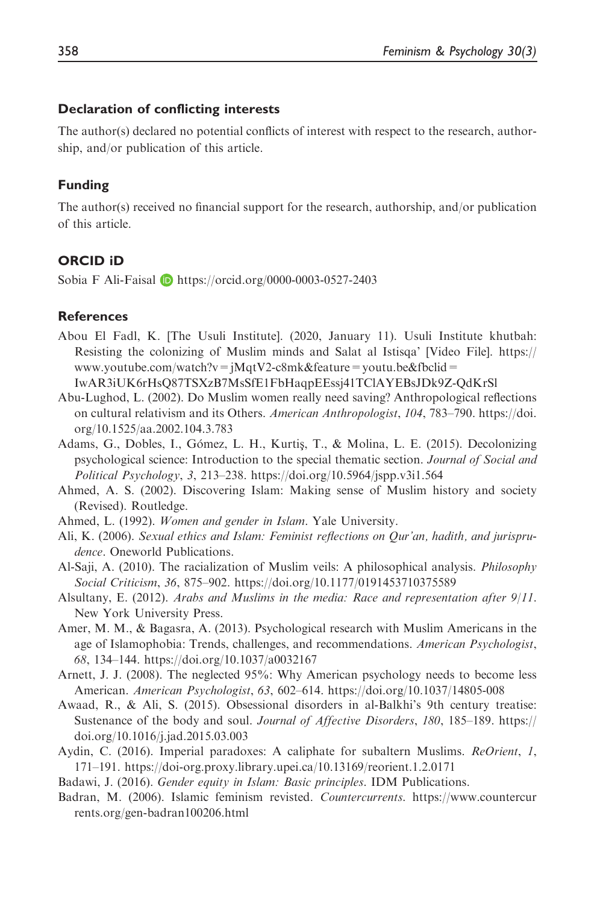## Declaration of conflicting interests

The author(s) declared no potential conflicts of interest with respect to the research, authorship, and/or publication of this article.

## Funding

The author(s) received no financial support for the research, authorship, and/or publication of this article.

## ORCID iD

Sobia F Ali-Faisal https://orcid.org/0000-0003-0527-2403

## References

Abou El Fadl, K. [The Usuli Institute]. (2020, January 11). Usuli Institute khutbah: Resisting the colonizing of Muslim minds and Salat al Istisqa' [Video File]. https://www.youtube.com/watch?v=jMqtV2-c8mk&feature=youtu.be&fbclid=IwAR3iUK6rHsQ87TSXzB7MsSfE1FbHaqpEEssj41TClAYEBsJDk9Z-QdKrSl

Abu-Lughod, L. (2002). Do Muslim women really need saving? Anthropological reflections on cultural relativism and its Others. *American Anthropologist*, *104*, 783–790. https://doi.org/10.1525/aa.2002.104.3.783

Adams, G., Dobles, I., Gómez, L. H., Kurtiş, T., & Molina, L. E. (2015). Decolonizing psychological science: Introduction to the special thematic section. *Journal of Social and Political Psychology*, *3*, 213–238. https://doi.org/10.5964/jspp.v3i1.564

Ahmed, A. S. (2002). Discovering Islam: Making sense of Muslim history and society (Revised). Routledge.

Ahmed, L. (1992). *Women and gender in Islam*. Yale University.

Ali, K. (2006). *Sexual ethics and Islam: Feminist reflections on Qur'an, hadith, and jurisprudence*. Oneworld Publications.

Al-Saji, A. (2010). The racialization of Muslim veils: A philosophical analysis. *Philosophy Social Criticism*, *36*, 875–902. https://doi.org/10.1177/0191453710375589

Alsultany, E. (2012). *Arabs and Muslims in the media: Race and representation after 9/11*. New York University Press.

Amer, M. M., & Bagasra, A. (2013). Psychological research with Muslim Americans in the age of Islamophobia: Trends, challenges, and recommendations. *American Psychologist*, *68*, 134–144. https://doi.org/10.1037/a0032167

Arnett, J. J. (2008). The neglected 95%: Why American psychology needs to become less American. *American Psychologist*, *63*, 602–614. https://doi.org/10.1037/14805-008

Awaad, R., & Ali, S. (2015). Obsessional disorders in al-Balkhi's 9th century treatise: Sustenance of the body and soul. *Journal of Affective Disorders*, *180*, 185–189. https://doi.org/10.1016/j.jad.2015.03.003

Aydin, C. (2016). Imperial paradoxes: A caliphate for subaltern Muslims. *ReOrient*, *1*, 171–191. https://doi-org.proxy.library.upei.ca/10.13169/reorient.1.2.0171

Badawi, J. (2016). *Gender equity in Islam: Basic principles*. IDM Publications.

Badran, M. (2006). Islamic feminism revisted. *Countercurrents*. https://www.countercurrents.org/gen-badran100206.html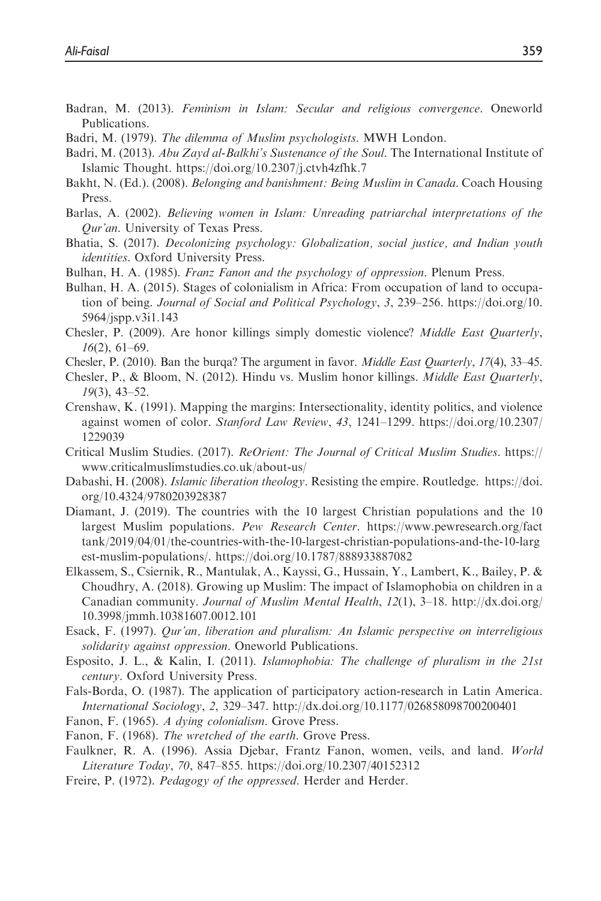Badran, M. (2013). *Feminism in Islam: Secular and religious convergence*. Oneworld Publications.

Badri, M. (1979). *The dilemma of Muslim psychologists*. MWH London.

Badri, M. (2013). *Abu Zayd al-Balkhi's Sustenance of the Soul*. The International Institute of Islamic Thought. https://doi.org/10.2307/j.ctvh4zfhk.7

Bakht, N. (Ed.). (2008). *Belonging and banishment: Being Muslim in Canada*. Coach Housing Press.

Barlas, A. (2002). *Believing women in Islam: Unreading patriarchal interpretations of the Qur'an*. University of Texas Press.

Bhatia, S. (2017). *Decolonizing psychology: Globalization, social justice, and Indian youth identities*. Oxford University Press.

Bulhan, H. A. (1985). *Franz Fanon and the psychology of oppression*. Plenum Press.

Bulhan, H. A. (2015). Stages of colonialism in Africa: From occupation of land to occupation of being. *Journal of Social and Political Psychology*, *3*, 239–256. https://doi.org/10.5964/jspp.v3i1.143

Chesler, P. (2009). Are honor killings simply domestic violence? *Middle East Quarterly*, *16*(2), 61–69.

Chesler, P. (2010). Ban the burqa? The argument in favor. *Middle East Quarterly*, *17*(4), 33–45.

Chesler, P., & Bloom, N. (2012). Hindu vs. Muslim honor killings. *Middle East Quarterly*, *19*(3), 43–52.

Crenshaw, K. (1991). Mapping the margins: Intersectionality, identity politics, and violence against women of color. *Stanford Law Review*, *43*, 1241–1299. https://doi.org/10.2307/1229039

Critical Muslim Studies. (2017). *ReOrient: The Journal of Critical Muslim Studies*. https://www.criticalmuslimstudies.co.uk/about-us/

Dabashi, H. (2008). *Islamic liberation theology*. Resisting the empire. Routledge. https://doi.org/10.4324/9780203928387

Diamant, J. (2019). The countries with the 10 largest Christian populations and the 10 largest Muslim populations. *Pew Research Center*. https://www.pewresearch.org/fact tank/2019/04/01/the-countries-with-the-10-largest-christian-populations-and-the-10-largest-muslim-populations/. https://doi.org/10.1787/888933887082

Elkassem, S., Csiernik, R., Mantulak, A., Kayssi, G., Hussain, Y., Lambert, K., Bailey, P. & Choudhry, A. (2018). Growing up Muslim: The impact of Islamophobia on children in a Canadian community. *Journal of Muslim Mental Health*, *12*(1), 3–18. http://dx.doi.org/10.3998/jmmh.10381607.0012.101

Esack, F. (1997). *Qur'an, liberation and pluralism: An Islamic perspective on interreligious solidarity against oppression*. Oneworld Publications.

Esposito, J. L., & Kalin, I. (2011). *Islamophobia: The challenge of pluralism in the 21st century*. Oxford University Press.

Fals-Borda, O. (1987). The application of participatory action-research in Latin America. *International Sociology*, *2*, 329–347. http://dx.doi.org/10.1177/026858098700200401

Fanon, F. (1965). *A dying colonialism*. Grove Press.

Fanon, F. (1968). *The wretched of the earth*. Grove Press.

Faulkner, R. A. (1996). Assia Djebar, Frantz Fanon, women, veils, and land. *World Literature Today*, *70*, 847–855. https://doi.org/10.2307/40152312

Freire, P. (1972). *Pedagogy of the oppressed*. Herder and Herder.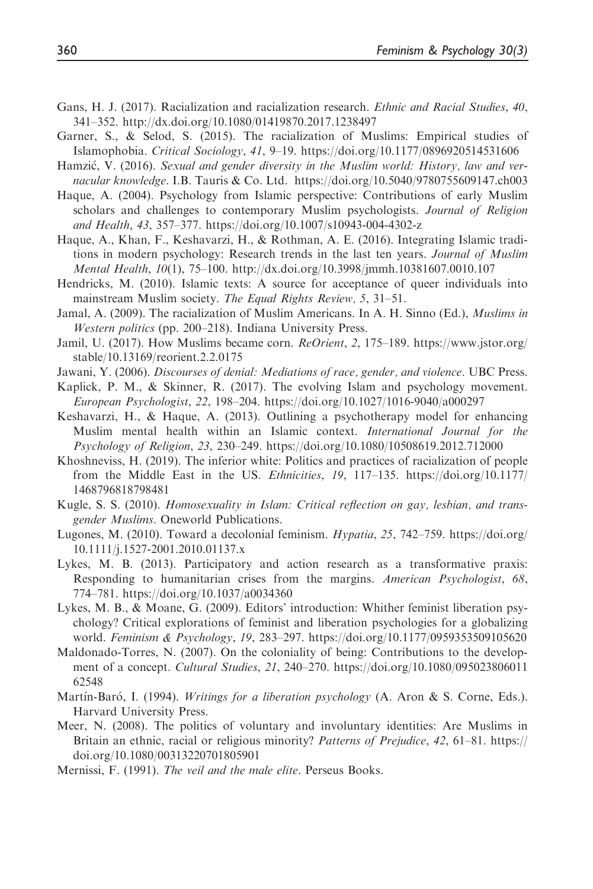Gans, H. J. (2017). Racialization and racialization research. *Ethnic and Racial Studies*, *40*, 341–352. http://dx.doi.org/10.1080/01419870.2017.1238497

Garner, S., & Selod, S. (2015). The racialization of Muslims: Empirical studies of Islamophobia. *Critical Sociology*, *41*, 9–19. https://doi.org/10.1177/0896920514531606

Hamzić, V. (2016). *Sexual and gender diversity in the Muslim world: History, law and vernacular knowledge*. I.B. Tauris & Co. Ltd. https://doi.org/10.5040/9780755609147.ch003

Haque, A. (2004). Psychology from Islamic perspective: Contributions of early Muslim scholars and challenges to contemporary Muslim psychologists. *Journal of Religion and Health*, *43*, 357–377. https://doi.org/10.1007/s10943-004-4302-z

Haque, A., Khan, F., Keshavarzi, H., & Rothman, A. E. (2016). Integrating Islamic traditions in modern psychology: Research trends in the last ten years. *Journal of Muslim Mental Health*, *10*(1), 75–100. http://dx.doi.org/10.3998/jmmh.10381607.0010.107

Hendricks, M. (2010). Islamic texts: A source for acceptance of queer individuals into mainstream Muslim society. *The Equal Rights Review*, *5*, 31–51.

Jamal, A. (2009). The racialization of Muslim Americans. In A. H. Sinno (Ed.), *Muslims in Western politics* (pp. 200–218). Indiana University Press.

Jamil, U. (2017). How Muslims became corn. *ReOrient*, *2*, 175–189. https://www.jstor.org/stable/10.13169/reorient.2.2.0175

Jawani, Y. (2006). *Discourses of denial: Mediations of race, gender, and violence*. UBC Press.

Kaplick, P. M., & Skinner, R. (2017). The evolving Islam and psychology movement. *European Psychologist*, *22*, 198–204. https://doi.org/10.1027/1016-9040/a000297

Keshavarzi, H., & Haque, A. (2013). Outlining a psychotherapy model for enhancing Muslim mental health within an Islamic context. *International Journal for the Psychology of Religion*, *23*, 230–249. https://doi.org/10.1080/10508619.2012.712000

Khoshneviss, H. (2019). The inferior white: Politics and practices of racialization of people from the Middle East in the US. *Ethnicities*, *19*, 117–135. https://doi.org/10.1177/1468796818798481

Kugle, S. S. (2010). *Homosexuality in Islam: Critical reflection on gay, lesbian, and transgender Muslims*. Oneworld Publications.

Lugones, M. (2010). Toward a decolonial feminism. *Hypatia*, *25*, 742–759. https://doi.org/10.1111/j.1527-2001.2010.01137.x

Lykes, M. B. (2013). Participatory and action research as a transformative praxis: Responding to humanitarian crises from the margins. *American Psychologist*, *68*, 774–781. https://doi.org/10.1037/a0034360

Lykes, M. B., & Moane, G. (2009). Editors' introduction: Whither feminist liberation psychology? Critical explorations of feminist and liberation psychologies for a globalizing world. *Feminism & Psychology*, *19*, 283–297. https://doi.org/10.1177/0959353509105620

Maldonado-Torres, N. (2007). On the coloniality of being: Contributions to the development of a concept. *Cultural Studies*, *21*, 240–270. https://doi.org/10.1080/09502380601162548

Martín-Baró, I. (1994). *Writings for a liberation psychology* (A. Aron & S. Corne, Eds.). Harvard University Press.

Meer, N. (2008). The politics of voluntary and involuntary identities: Are Muslims in Britain an ethnic, racial or religious minority? *Patterns of Prejudice*, *42*, 61–81. https://doi.org/10.1080/00313220701805901

Mernissi, F. (1991). *The veil and the male elite*. Perseus Books.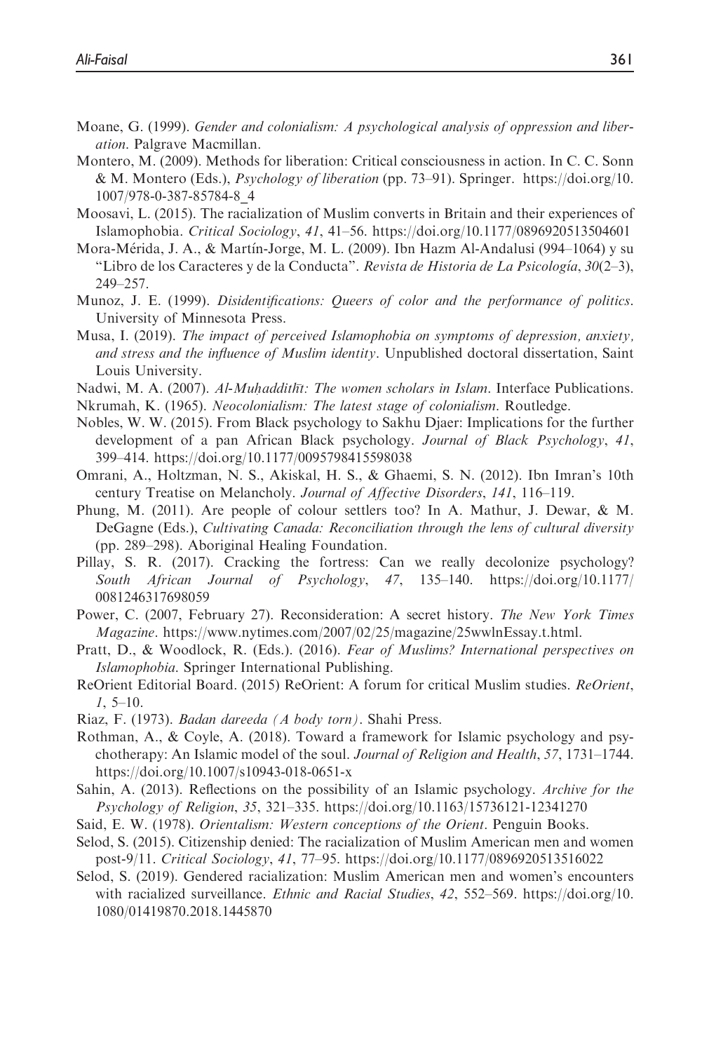Moane, G. (1999). *Gender and colonialism: A psychological analysis of oppression and liberation*. Palgrave Macmillan.

Montero, M. (2009). Methods for liberation: Critical consciousness in action. In C. C. Sonn & M. Montero (Eds.), *Psychology of liberation* (pp. 73–91). Springer. https://doi.org/10.1007/978-0-387-85784-8_4

Moosavi, L. (2015). The racialization of Muslim converts in Britain and their experiences of Islamophobia. *Critical Sociology*, *41*, 41–56. https://doi.org/10.1177/0896920513504601

Mora-Mérida, J. A., & Martín-Jorge, M. L. (2009). Ibn Hazm Al-Andalusi (994–1064) y su "Libro de los Caracteres y de la Conducta". *Revista de Historia de La Psicología*, *30*(2–3), 249–257.

Munoz, J. E. (1999). *Disidentifications: Queers of color and the performance of politics*. University of Minnesota Press.

Musa, I. (2019). *The impact of perceived Islamophobia on symptoms of depression, anxiety, and stress and the influence of Muslim identity*. Unpublished doctoral dissertation, Saint Louis University.

Nadwi, M. A. (2007). *Al-Muḥaddithīt: The women scholars in Islam*. Interface Publications.

Nkrumah, K. (1965). *Neocolonialism: The latest stage of colonialism*. Routledge.

Nobles, W. W. (2015). From Black psychology to Sakhu Djaer: Implications for the further development of a pan African Black psychology. *Journal of Black Psychology*, *41*, 399–414. https://doi.org/10.1177/0095798415598038

Omrani, A., Holtzman, N. S., Akiskal, H. S., & Ghaemi, S. N. (2012). Ibn Imran's 10th century Treatise on Melancholy. *Journal of Affective Disorders*, *141*, 116–119.

Phung, M. (2011). Are people of colour settlers too? In A. Mathur, J. Dewar, & M. DeGagne (Eds.), *Cultivating Canada: Reconciliation through the lens of cultural diversity* (pp. 289–298). Aboriginal Healing Foundation.

Pillay, S. R. (2017). Cracking the fortress: Can we really decolonize psychology? *South African Journal of Psychology*, *47*, 135–140. https://doi.org/10.1177/0081246317698059

Power, C. (2007, February 27). Reconsideration: A secret history. *The New York Times Magazine*. https://www.nytimes.com/2007/02/25/magazine/25wwlnEssay.t.html.

Pratt, D., & Woodlock, R. (Eds.). (2016). *Fear of Muslims? International perspectives on Islamophobia*. Springer International Publishing.

ReOrient Editorial Board. (2015) ReOrient: A forum for critical Muslim studies. *ReOrient*, *1*, 5–10.

Riaz, F. (1973). *Badan dareeda (A body torn)*. Shahi Press.

Rothman, A., & Coyle, A. (2018). Toward a framework for Islamic psychology and psychotherapy: An Islamic model of the soul. *Journal of Religion and Health*, *57*, 1731–1744. https://doi.org/10.1007/s10943-018-0651-x

Sahin, A. (2013). Reflections on the possibility of an Islamic psychology. *Archive for the Psychology of Religion*, *35*, 321–335. https://doi.org/10.1163/15736121-12341270

Said, E. W. (1978). *Orientalism: Western conceptions of the Orient*. Penguin Books.

Selod, S. (2015). Citizenship denied: The racialization of Muslim American men and women post-9/11. *Critical Sociology*, *41*, 77–95. https://doi.org/10.1177/0896920513516022

Selod, S. (2019). Gendered racialization: Muslim American men and women's encounters with racialized surveillance. *Ethnic and Racial Studies*, *42*, 552–569. https://doi.org/10.1080/01419870.2018.1445870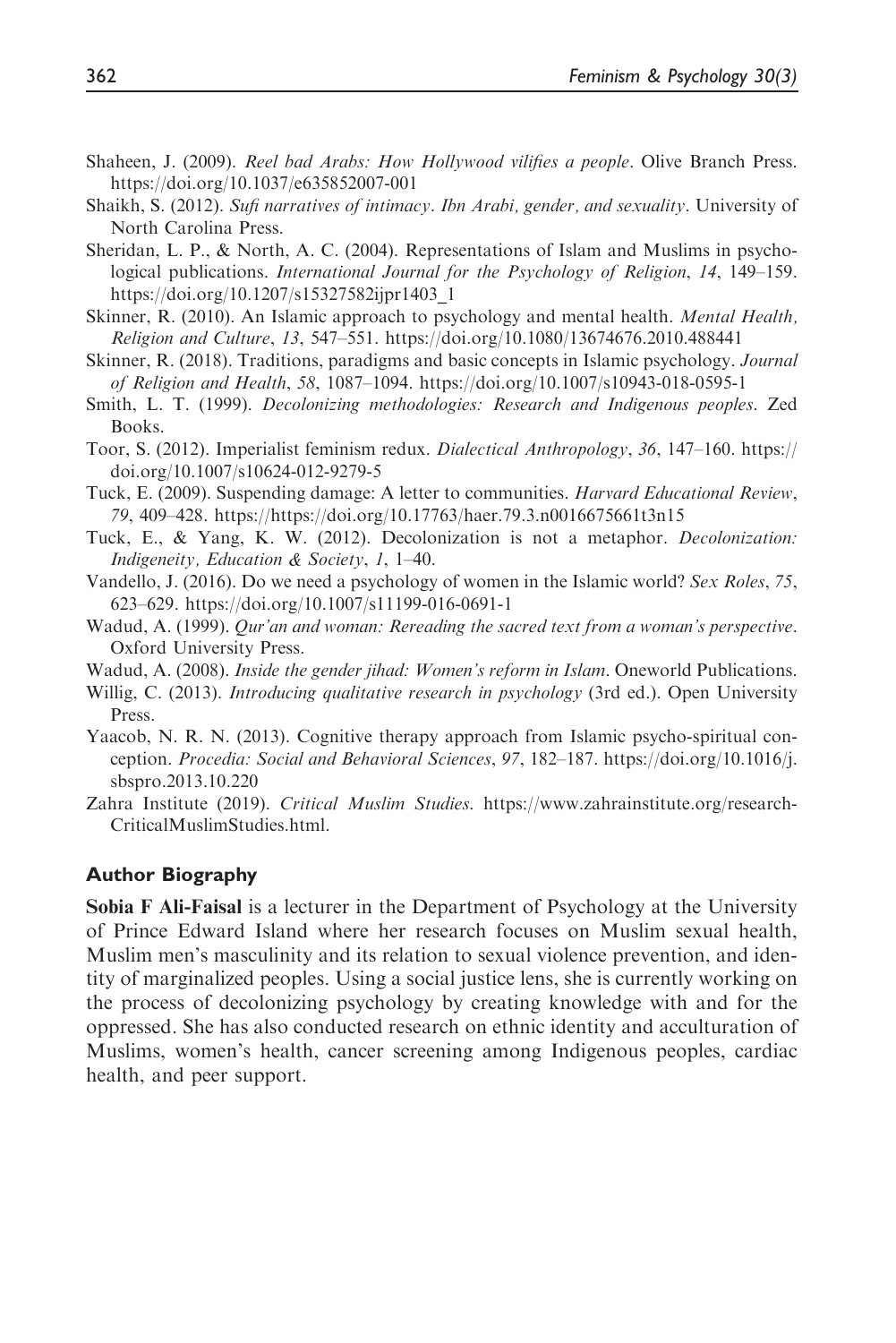Shaheen, J. (2009). *Reel bad Arabs: How Hollywood vilifies a people*. Olive Branch Press. https://doi.org/10.1037/e635852007-001

Shaikh, S. (2012). *Sufi narratives of intimacy*. *Ibn Arabi, gender, and sexuality*. University of North Carolina Press.

Sheridan, L. P., & North, A. C. (2004). Representations of Islam and Muslims in psychological publications. *International Journal for the Psychology of Religion*, *14*, 149–159. https://doi.org/10.1207/s15327582ijpr1403_1

Skinner, R. (2010). An Islamic approach to psychology and mental health. *Mental Health, Religion and Culture*, *13*, 547–551. https://doi.org/10.1080/13674676.2010.488441

Skinner, R. (2018). Traditions, paradigms and basic concepts in Islamic psychology. *Journal of Religion and Health*, *58*, 1087–1094. https://doi.org/10.1007/s10943-018-0595-1

Smith, L. T. (1999). *Decolonizing methodologies: Research and Indigenous peoples*. Zed Books.

Toor, S. (2012). Imperialist feminism redux. *Dialectical Anthropology*, *36*, 147–160. https://doi.org/10.1007/s10624-012-9279-5

Tuck, E. (2009). Suspending damage: A letter to communities. *Harvard Educational Review*, *79*, 409–428. https://https://doi.org/10.17763/haer.79.3.n0016675661t3n15

Tuck, E., & Yang, K. W. (2012). Decolonization is not a metaphor. *Decolonization: Indigeneity, Education & Society*, *1*, 1–40.

Vandello, J. (2016). Do we need a psychology of women in the Islamic world? *Sex Roles*, *75*, 623–629. https://doi.org/10.1007/s11199-016-0691-1

Wadud, A. (1999). *Qur'an and woman: Rereading the sacred text from a woman's perspective*. Oxford University Press.

Wadud, A. (2008). *Inside the gender jihad: Women's reform in Islam*. Oneworld Publications.

Willig, C. (2013). *Introducing qualitative research in psychology* (3rd ed.). Open University Press.

Yaacob, N. R. N. (2013). Cognitive therapy approach from Islamic psycho-spiritual conception. *Procedia: Social and Behavioral Sciences*, *97*, 182–187. https://doi.org/10.1016/j.sbspro.2013.10.220

Zahra Institute (2019). *Critical Muslim Studies*. https://www.zahrainstitute.org/research-CriticalMuslimStudies.html.

## Author Biography

**Sobia F Ali-Faisal** is a lecturer in the Department of Psychology at the University of Prince Edward Island where her research focuses on Muslim sexual health, Muslim men's masculinity and its relation to sexual violence prevention, and identity of marginalized peoples. Using a social justice lens, she is currently working on the process of decolonizing psychology by creating knowledge with and for the oppressed. She has also conducted research on ethnic identity and acculturation of Muslims, women's health, cancer screening among Indigenous peoples, cardiac health, and peer support.